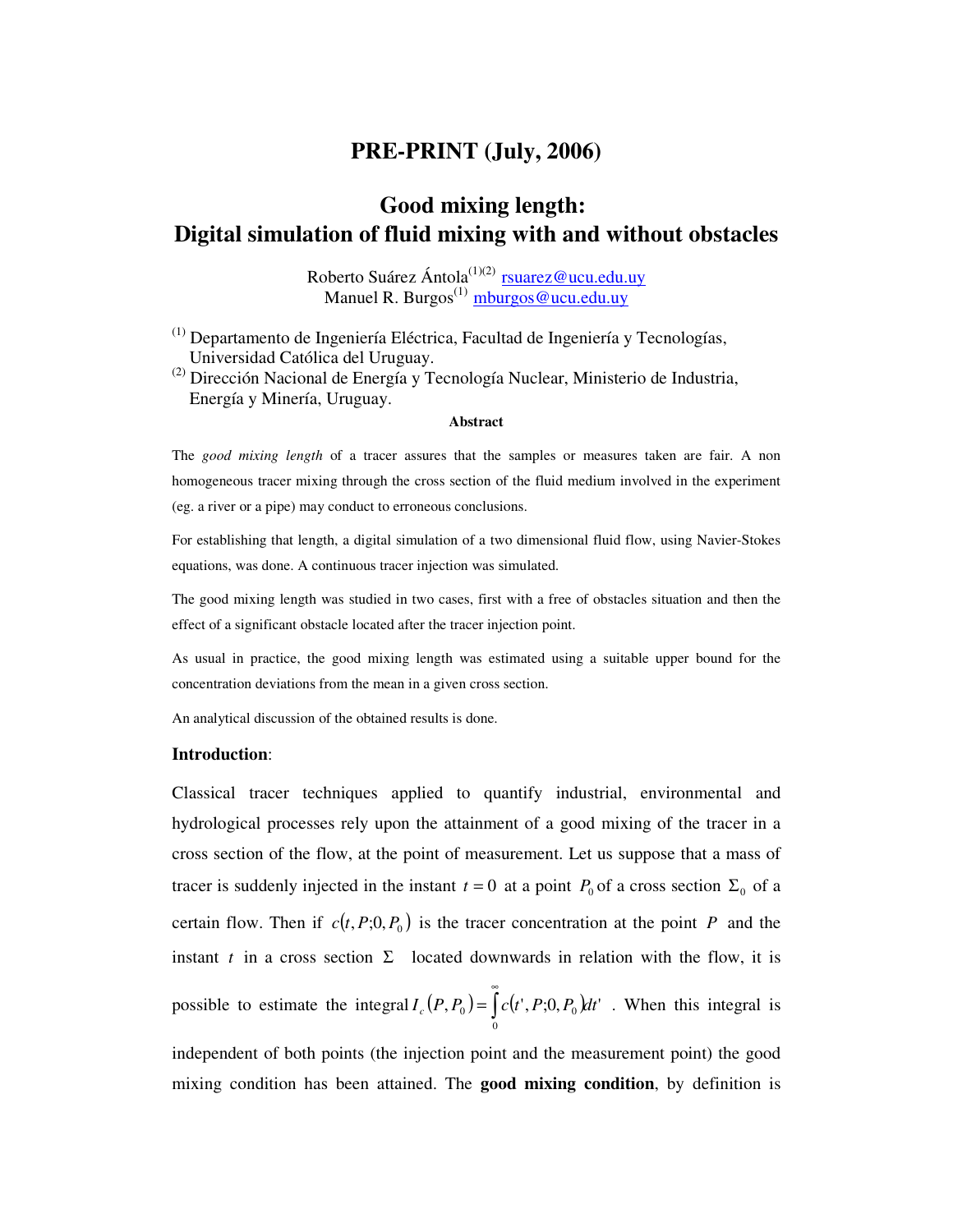# PRE-PRINT (July, 2006)

## Good mixing length: Digital simulation of fluid mixing with and without obstacles

Roberto Suárez Ántola[(1)(2)] rsuarez@ucu.edu.uy
Manuel R. Burgos[(1)] mburgos@ucu.edu.uy

[(1)] Departamento de Ingeniería Eléctrica, Facultad de Ingeniería y Tecnologías, Universidad Católica del Uruguay.
[(2)] Dirección Nacional de Energía y Tecnología Nuclear, Ministerio de Industria, Energía y Minería, Uruguay.

**Abstract**

The *good mixing length* of a tracer assures that the samples or measures taken are fair. A non homogeneous tracer mixing through the cross section of the fluid medium involved in the experiment (eg. a river or a pipe) may conduct to erroneous conclusions.

For establishing that length, a digital simulation of a two dimensional fluid flow, using Navier-Stokes equations, was done. A continuous tracer injection was simulated.

The good mixing length was studied in two cases, first with a free of obstacles situation and then the effect of a significant obstacle located after the tracer injection point.

As usual in practice, the good mixing length was estimated using a suitable upper bound for the concentration deviations from the mean in a given cross section.

An analytical discussion of the obtained results is done.

**Introduction**:

Classical tracer techniques applied to quantify industrial, environmental and hydrological processes rely upon the attainment of a good mixing of the tracer in a cross section of the flow, at the point of measurement. Let us suppose that a mass of tracer is suddenly injected in the instant $t = 0$ at a point $P_0$ of a cross section $\Sigma_0$ of a certain flow. Then if $c(t, P; 0, P_0)$ is the tracer concentration at the point $P$ and the instant $t$ in a cross section $\Sigma$ located downwards in relation with the flow, it is possible to estimate the integral $I_c(P, P_0) = \int_0^\infty c(t', P; 0, P_0)dt'$ . When this integral is independent of both points (the injection point and the measurement point) the good mixing condition has been attained. The **good mixing condition**, by definition is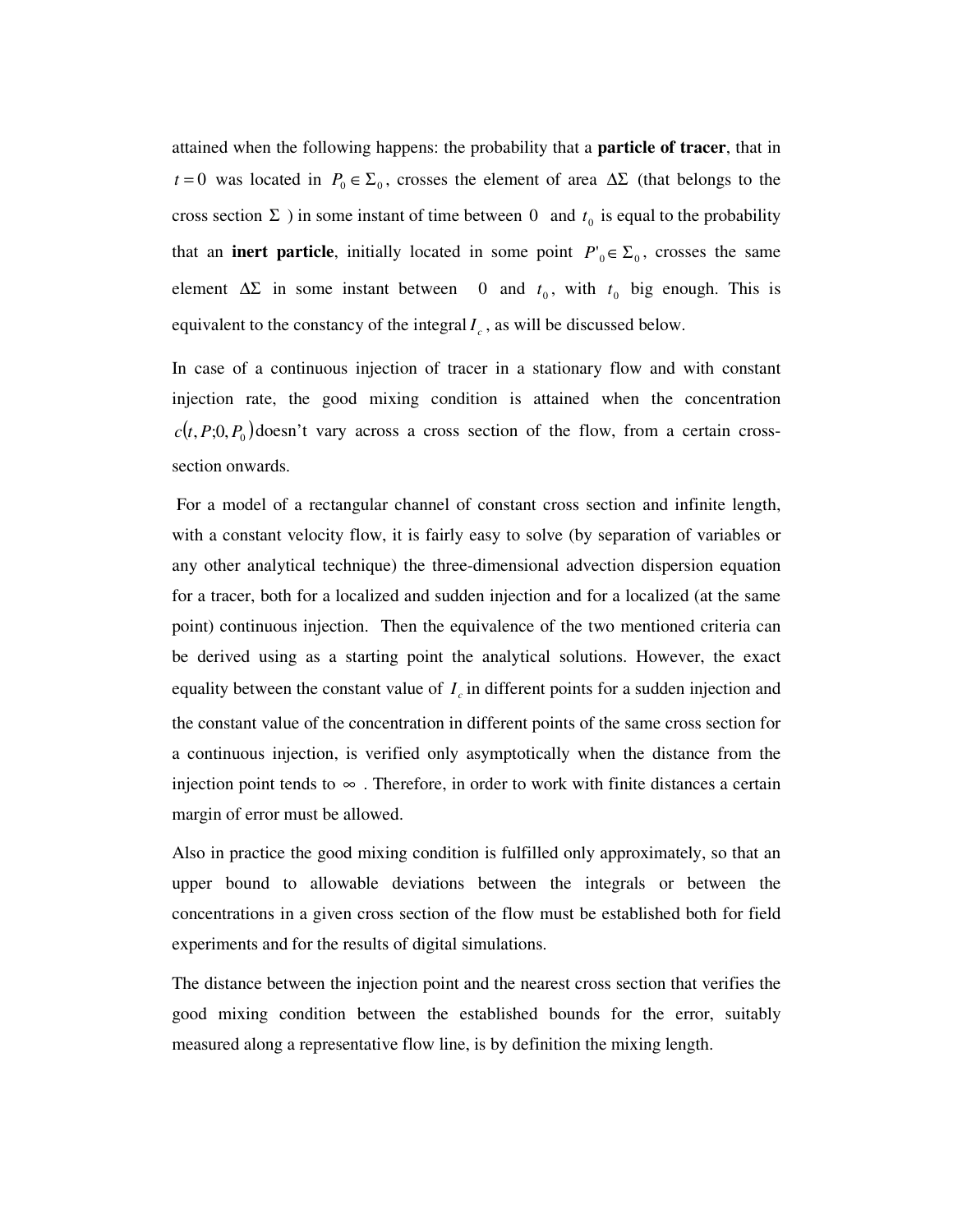attained when the following happens: the probability that a **particle of tracer**, that in $t = 0$ was located in $P_0 \in \Sigma_0$, crosses the element of area $\Delta\Sigma$ (that belongs to the cross section $\Sigma$ ) in some instant of time between $0$ and $t_0$ is equal to the probability that an **inert particle**, initially located in some point $P'_0 \in \Sigma_0$, crosses the same element $\Delta\Sigma$ in some instant between $0$ and $t_0$, with $t_0$ big enough. This is equivalent to the constancy of the integral $I_c$, as will be discussed below.

In case of a continuous injection of tracer in a stationary flow and with constant injection rate, the good mixing condition is attained when the concentration $c(t, P; 0, P_0)$ doesn't vary across a cross section of the flow, from a certain cross-section onwards.

For a model of a rectangular channel of constant cross section and infinite length, with a constant velocity flow, it is fairly easy to solve (by separation of variables or any other analytical technique) the three-dimensional advection dispersion equation for a tracer, both for a localized and sudden injection and for a localized (at the same point) continuous injection. Then the equivalence of the two mentioned criteria can be derived using as a starting point the analytical solutions. However, the exact equality between the constant value of $I_c$ in different points for a sudden injection and the constant value of the concentration in different points of the same cross section for a continuous injection, is verified only asymptotically when the distance from the injection point tends to $\infty$ . Therefore, in order to work with finite distances a certain margin of error must be allowed.

Also in practice the good mixing condition is fulfilled only approximately, so that an upper bound to allowable deviations between the integrals or between the concentrations in a given cross section of the flow must be established both for field experiments and for the results of digital simulations.

The distance between the injection point and the nearest cross section that verifies the good mixing condition between the established bounds for the error, suitably measured along a representative flow line, is by definition the mixing length.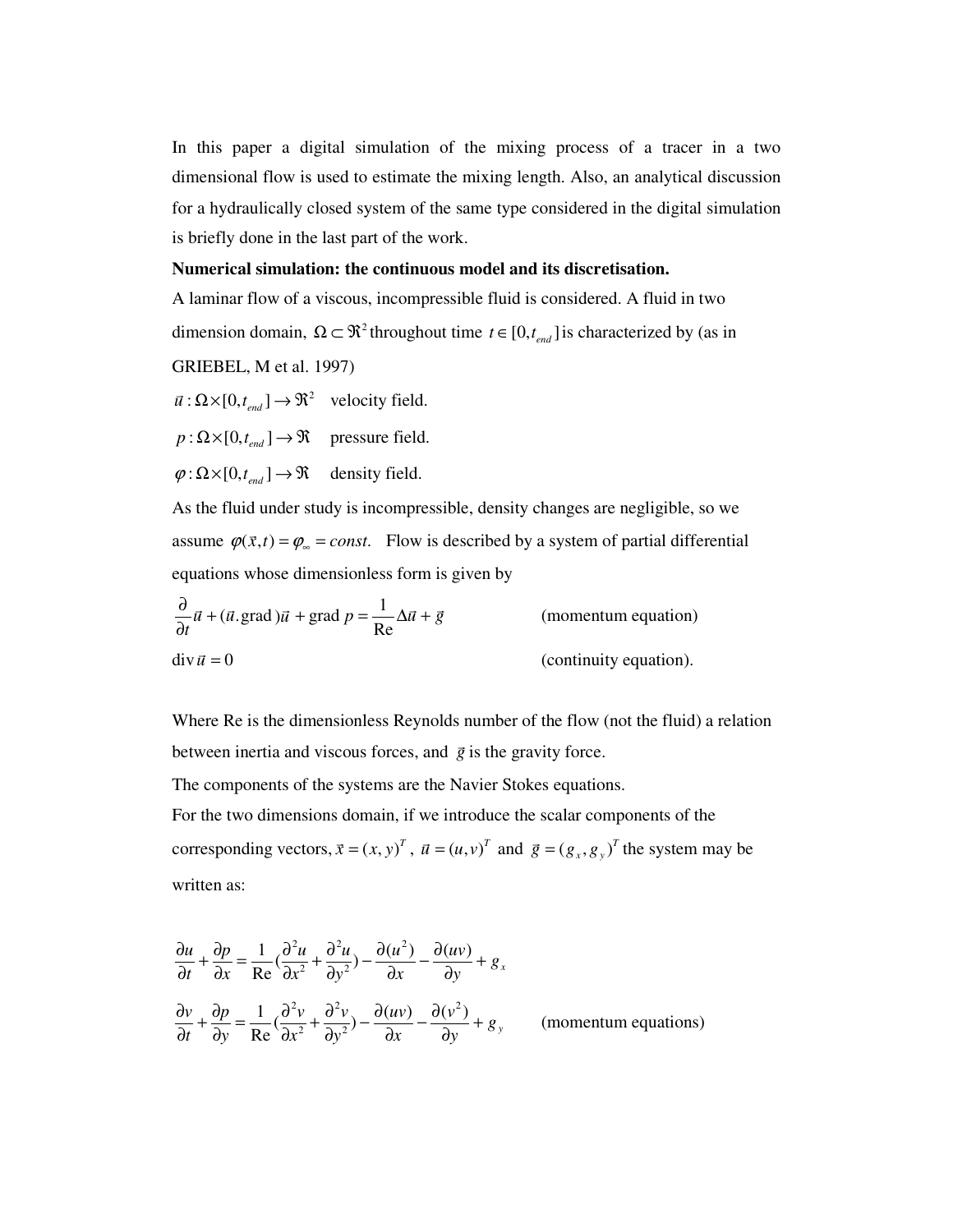In this paper a digital simulation of the mixing process of a tracer in a two dimensional flow is used to estimate the mixing length. Also, an analytical discussion for a hydraulically closed system of the same type considered in the digital simulation is briefly done in the last part of the work.

**Numerical simulation: the continuous model and its discretisation.**

A laminar flow of a viscous, incompressible fluid is considered. A fluid in two dimension domain, $\Omega \subset \Re^2$ throughout time $t \in [0, t_{end}]$ is characterized by (as in GRIEBEL, M et al. 1997)

$\vec{u} : \Omega \times [0, t_{end}] \to \Re^2$ velocity field.

$p : \Omega \times [0, t_{end}] \to \Re$ pressure field.

$\varphi : \Omega \times [0, t_{end}] \to \Re$ density field.

As the fluid under study is incompressible, density changes are negligible, so we assume $\varphi(\vec{x}, t) = \varphi_\infty = const.$ Flow is described by a system of partial differential equations whose dimensionless form is given by

$$\frac{\partial}{\partial t}\vec{u} + (\vec{u}.\text{grad})\vec{u} + \text{grad}\, p = \frac{1}{\text{Re}}\Delta\vec{u} + \vec{g} \qquad \text{(momentum equation)}$$

$$\text{div}\,\vec{u} = 0 \qquad \text{(continuity equation).}$$

Where Re is the dimensionless Reynolds number of the flow (not the fluid) a relation between inertia and viscous forces, and $\vec{g}$ is the gravity force.

The components of the systems are the Navier Stokes equations.

For the two dimensions domain, if we introduce the scalar components of the corresponding vectors, $\vec{x} = (x, y)^T$, $\vec{u} = (u, v)^T$ and $\vec{g} = (g_x, g_y)^T$ the system may be written as:

$$\frac{\partial u}{\partial t} + \frac{\partial p}{\partial x} = \frac{1}{\text{Re}}\left(\frac{\partial^2 u}{\partial x^2} + \frac{\partial^2 u}{\partial y^2}\right) - \frac{\partial (u^2)}{\partial x} - \frac{\partial (uv)}{\partial y} + g_x$$

$$\frac{\partial v}{\partial t} + \frac{\partial p}{\partial y} = \frac{1}{\text{Re}}\left(\frac{\partial^2 v}{\partial x^2} + \frac{\partial^2 v}{\partial y^2}\right) - \frac{\partial (uv)}{\partial x} - \frac{\partial (v^2)}{\partial y} + g_y \qquad \text{(momentum equations)}$$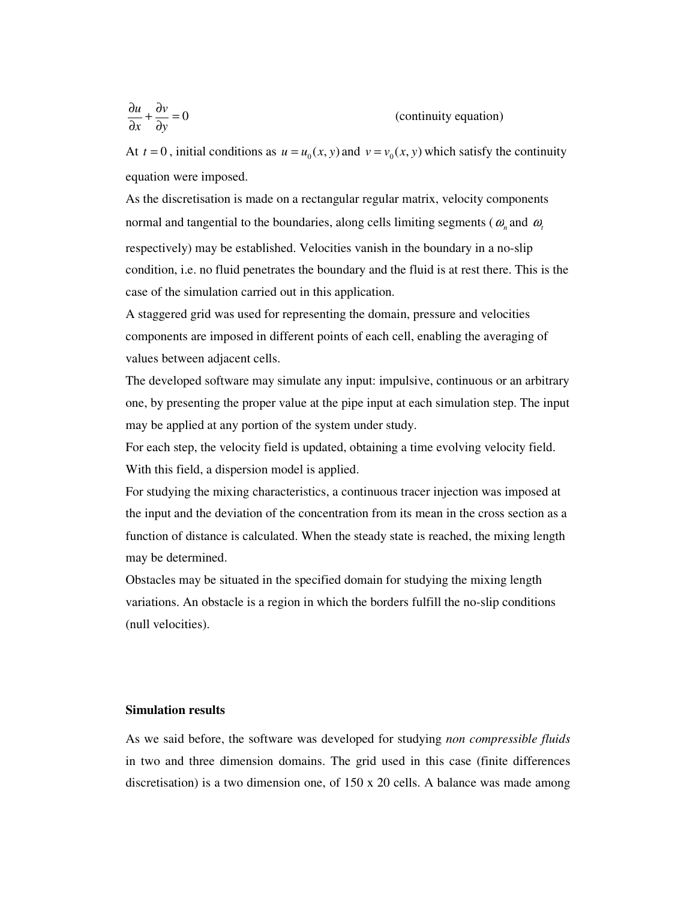$$\frac{\partial u}{\partial x} + \frac{\partial v}{\partial y} = 0 \qquad \text{(continuity equation)}$$

At $t = 0$, initial conditions as $u = u_0(x, y)$ and $v = v_0(x, y)$ which satisfy the continuity equation were imposed.

As the discretisation is made on a rectangular regular matrix, velocity components normal and tangential to the boundaries, along cells limiting segments ($\omega_n$ and $\omega_t$ respectively) may be established. Velocities vanish in the boundary in a no-slip condition, i.e. no fluid penetrates the boundary and the fluid is at rest there. This is the case of the simulation carried out in this application.

A staggered grid was used for representing the domain, pressure and velocities components are imposed in different points of each cell, enabling the averaging of values between adjacent cells.

The developed software may simulate any input: impulsive, continuous or an arbitrary one, by presenting the proper value at the pipe input at each simulation step. The input may be applied at any portion of the system under study.

For each step, the velocity field is updated, obtaining a time evolving velocity field. With this field, a dispersion model is applied.

For studying the mixing characteristics, a continuous tracer injection was imposed at the input and the deviation of the concentration from its mean in the cross section as a function of distance is calculated. When the steady state is reached, the mixing length may be determined.

Obstacles may be situated in the specified domain for studying the mixing length variations. An obstacle is a region in which the borders fulfill the no-slip conditions (null velocities).

**Simulation results**

As we said before, the software was developed for studying *non compressible fluids* in two and three dimension domains. The grid used in this case (finite differences discretisation) is a two dimension one, of 150 x 20 cells. A balance was made among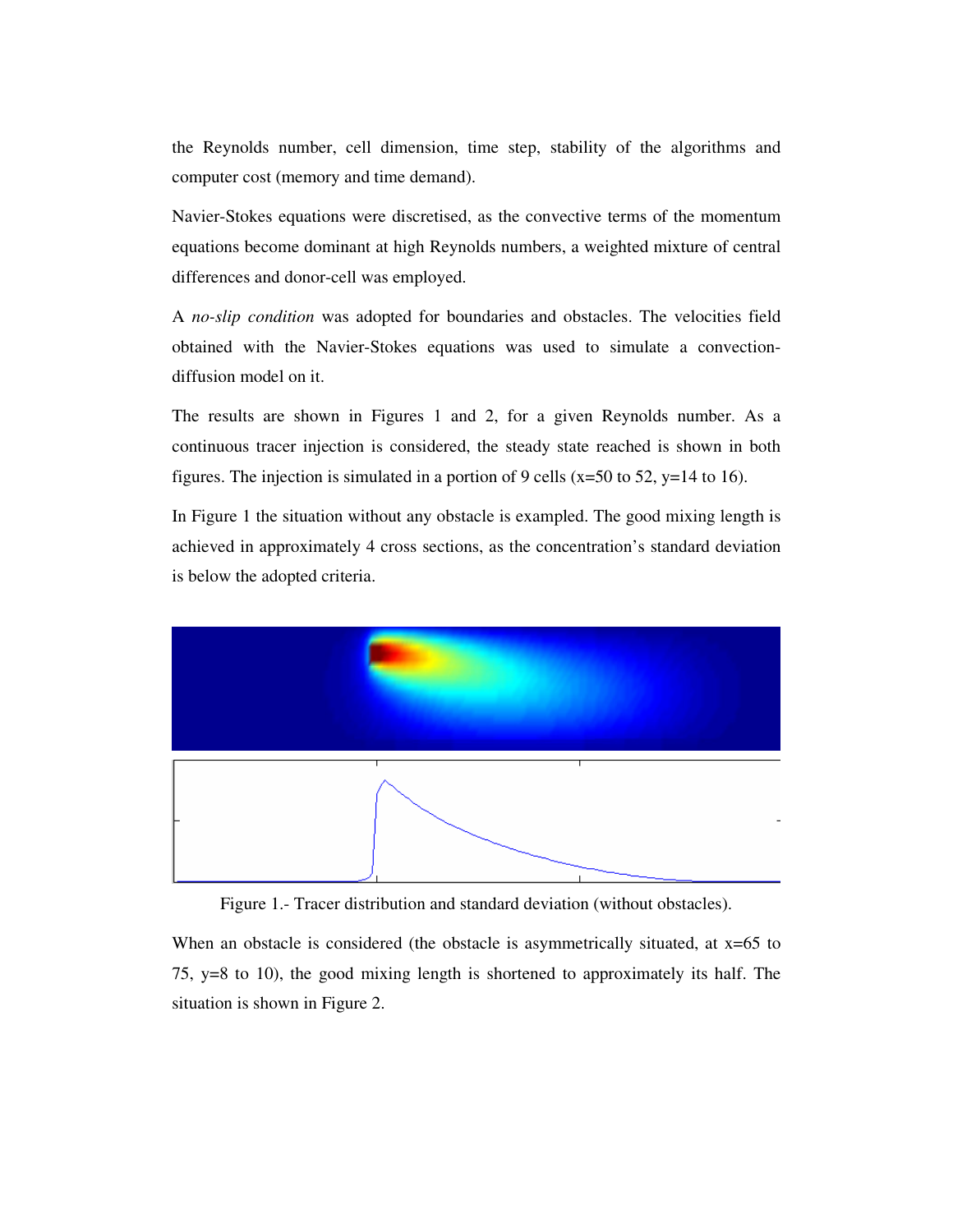the Reynolds number, cell dimension, time step, stability of the algorithms and computer cost (memory and time demand).

Navier-Stokes equations were discretised, as the convective terms of the momentum equations become dominant at high Reynolds numbers, a weighted mixture of central differences and donor-cell was employed.

A *no-slip condition* was adopted for boundaries and obstacles. The velocities field obtained with the Navier-Stokes equations was used to simulate a convection-diffusion model on it.

The results are shown in Figures 1 and 2, for a given Reynolds number. As a continuous tracer injection is considered, the steady state reached is shown in both figures. The injection is simulated in a portion of 9 cells (x=50 to 52, y=14 to 16).

In Figure 1 the situation without any obstacle is exampled. The good mixing length is achieved in approximately 4 cross sections, as the concentration's standard deviation is below the adopted criteria.

Figure 1.- Tracer distribution and standard deviation (without obstacles).

When an obstacle is considered (the obstacle is asymmetrically situated, at x=65 to 75, y=8 to 10), the good mixing length is shortened to approximately its half. The situation is shown in Figure 2.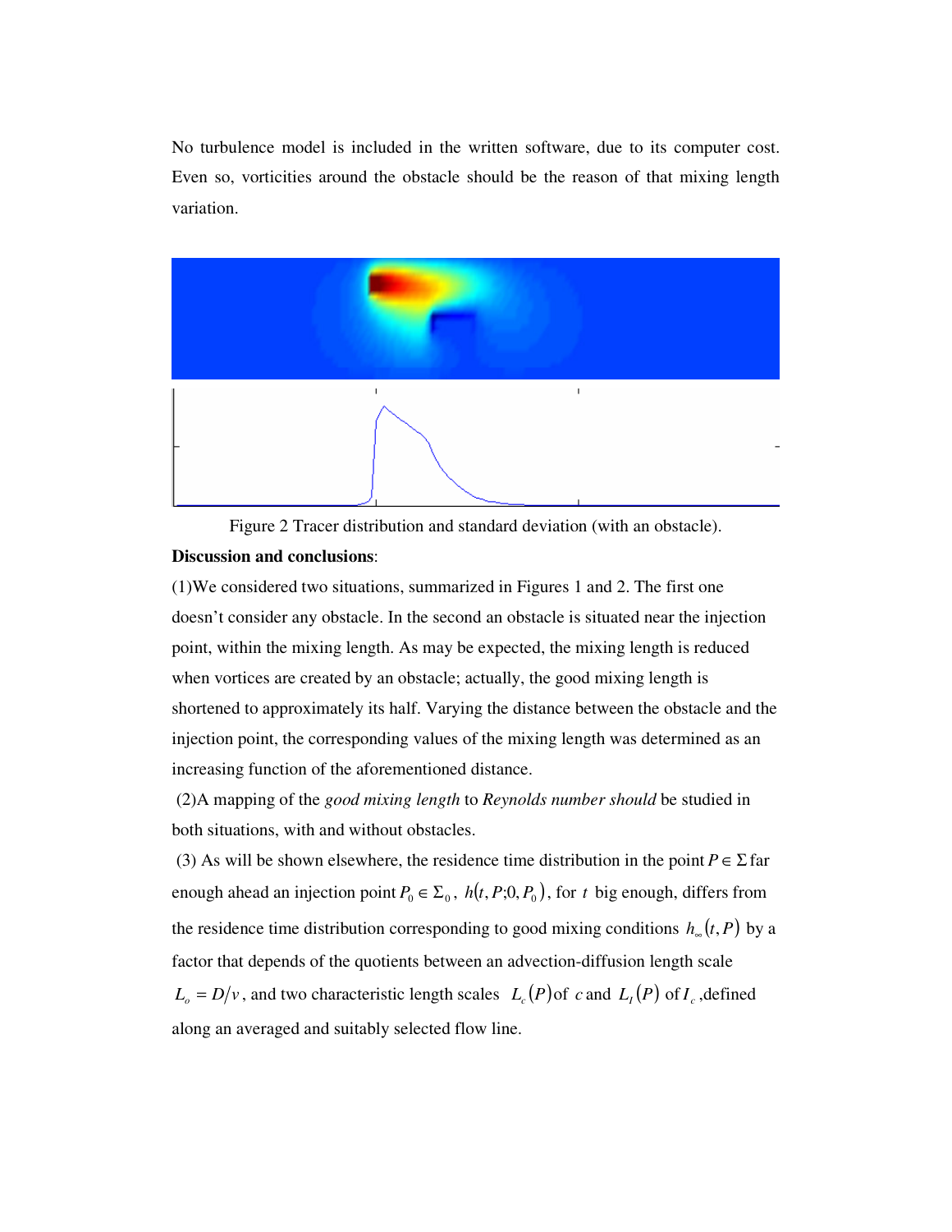No turbulence model is included in the written software, due to its computer cost. Even so, vorticities around the obstacle should be the reason of that mixing length variation.

Figure 2 Tracer distribution and standard deviation (with an obstacle).

**Discussion and conclusions**:

(1)We considered two situations, summarized in Figures 1 and 2. The first one doesn't consider any obstacle. In the second an obstacle is situated near the injection point, within the mixing length. As may be expected, the mixing length is reduced when vortices are created by an obstacle; actually, the good mixing length is shortened to approximately its half. Varying the distance between the obstacle and the injection point, the corresponding values of the mixing length was determined as an increasing function of the aforementioned distance.

(2)A mapping of the *good mixing length* to *Reynolds number should* be studied in both situations, with and without obstacles.

(3) As will be shown elsewhere, the residence time distribution in the point $P \in \Sigma$ far enough ahead an injection point $P_0 \in \Sigma_0$, $h(t, P; 0, P_0)$, for $t$ big enough, differs from the residence time distribution corresponding to good mixing conditions $h_\infty(t, P)$ by a factor that depends of the quotients between an advection-diffusion length scale $L_o = D/v$, and two characteristic length scales $L_c(P)$ of $c$ and $L_I(P)$ of $I_c$, defined along an averaged and suitably selected flow line.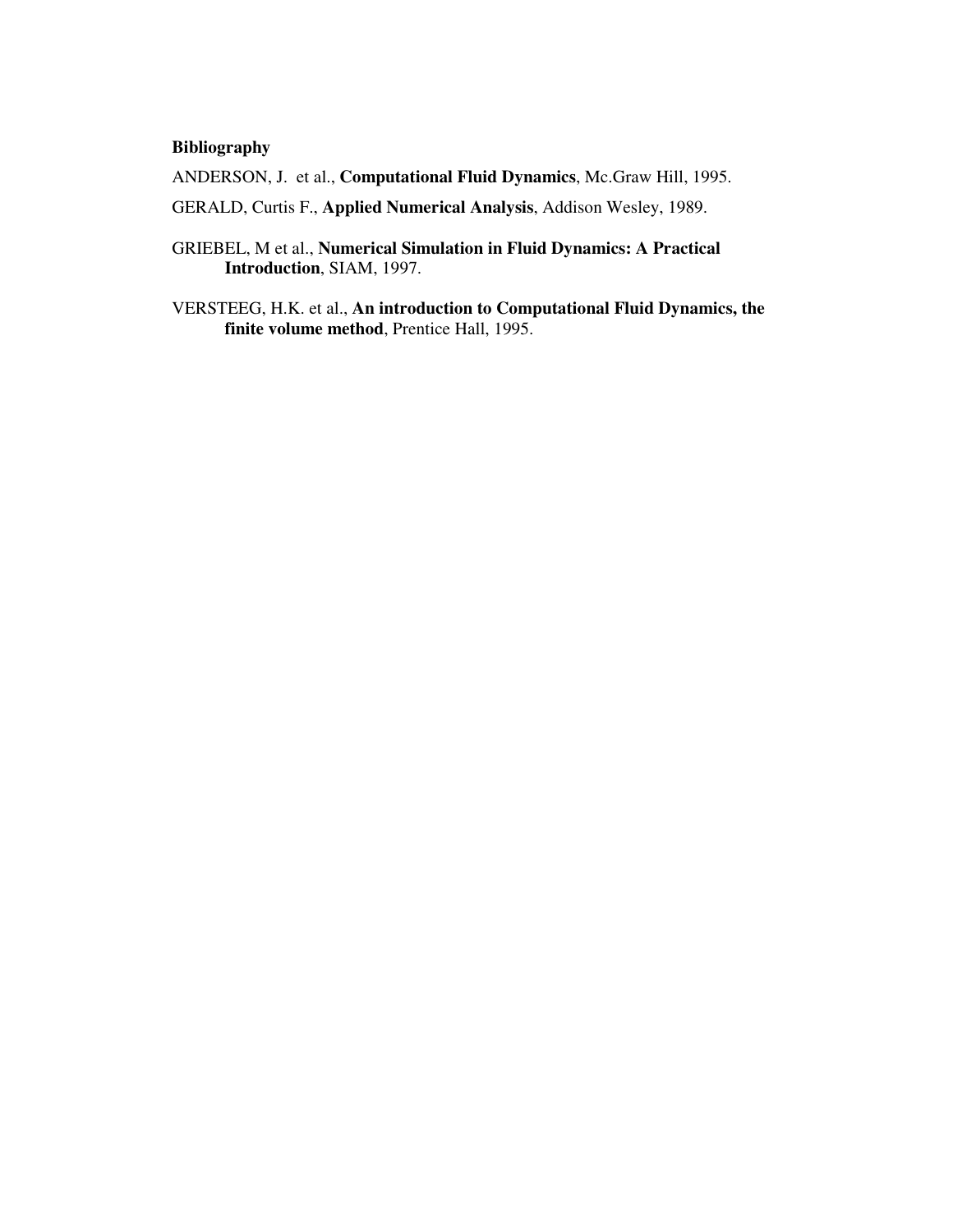**Bibliography**

ANDERSON, J. et al., **Computational Fluid Dynamics**, Mc.Graw Hill, 1995.

GERALD, Curtis F., **Applied Numerical Analysis**, Addison Wesley, 1989.

GRIEBEL, M et al., **Numerical Simulation in Fluid Dynamics: A Practical Introduction**, SIAM, 1997.

VERSTEEG, H.K. et al., **An introduction to Computational Fluid Dynamics, the finite volume method**, Prentice Hall, 1995.